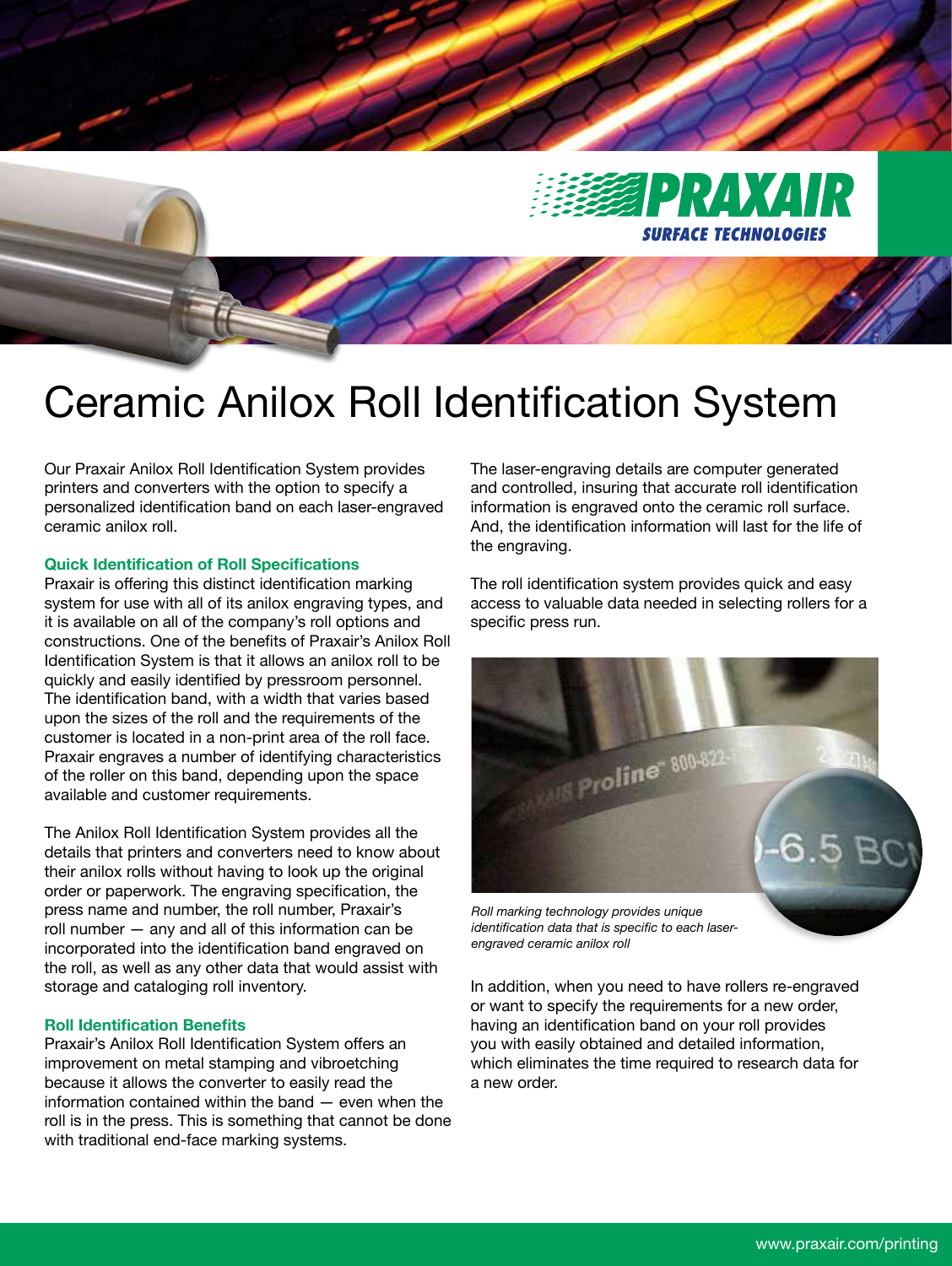# Ceramic Anilox Roll Identification System

Our Praxair Anilox Roll Identification System provides printers and converters with the option to specify a personalized identification band on each laser-engraved ceramic anilox roll.

### Quick Identification of Roll Specifications

Praxair is offering this distinct identification marking system for use with all of its anilox engraving types, and it is available on all of the company's roll options and constructions. One of the benefits of Praxair's Anilox Roll Identification System is that it allows an anilox roll to be quickly and easily identified by pressroom personnel. The identification band, with a width that varies based upon the sizes of the roll and the requirements of the customer is located in a non-print area of the roll face. Praxair engraves a number of identifying characteristics of the roller on this band, depending upon the space available and customer requirements.

The Anilox Roll Identification System provides all the details that printers and converters need to know about their anilox rolls without having to look up the original order or paperwork. The engraving specification, the press name and number, the roll number, Praxair's roll number — any and all of this information can be incorporated into the identification band engraved on the roll, as well as any other data that would assist with storage and cataloging roll inventory.

### Roll Identification Benefits

Praxair's Anilox Roll Identification System offers an improvement on metal stamping and vibroetching because it allows the converter to easily read the information contained within the band — even when the roll is in the press. This is something that cannot be done with traditional end-face marking systems.

The laser-engraving details are computer generated and controlled, insuring that accurate roll identification information is engraved onto the ceramic roll surface. And, the identification information will last for the life of the engraving.

The roll identification system provides quick and easy access to valuable data needed in selecting rollers for a specific press run.

*Roll marking technology provides unique identification data that is specific to each laser-engraved ceramic anilox roll*

In addition, when you need to have rollers re-engraved or want to specify the requirements for a new order, having an identification band on your roll provides you with easily obtained and detailed information, which eliminates the time required to research data for a new order.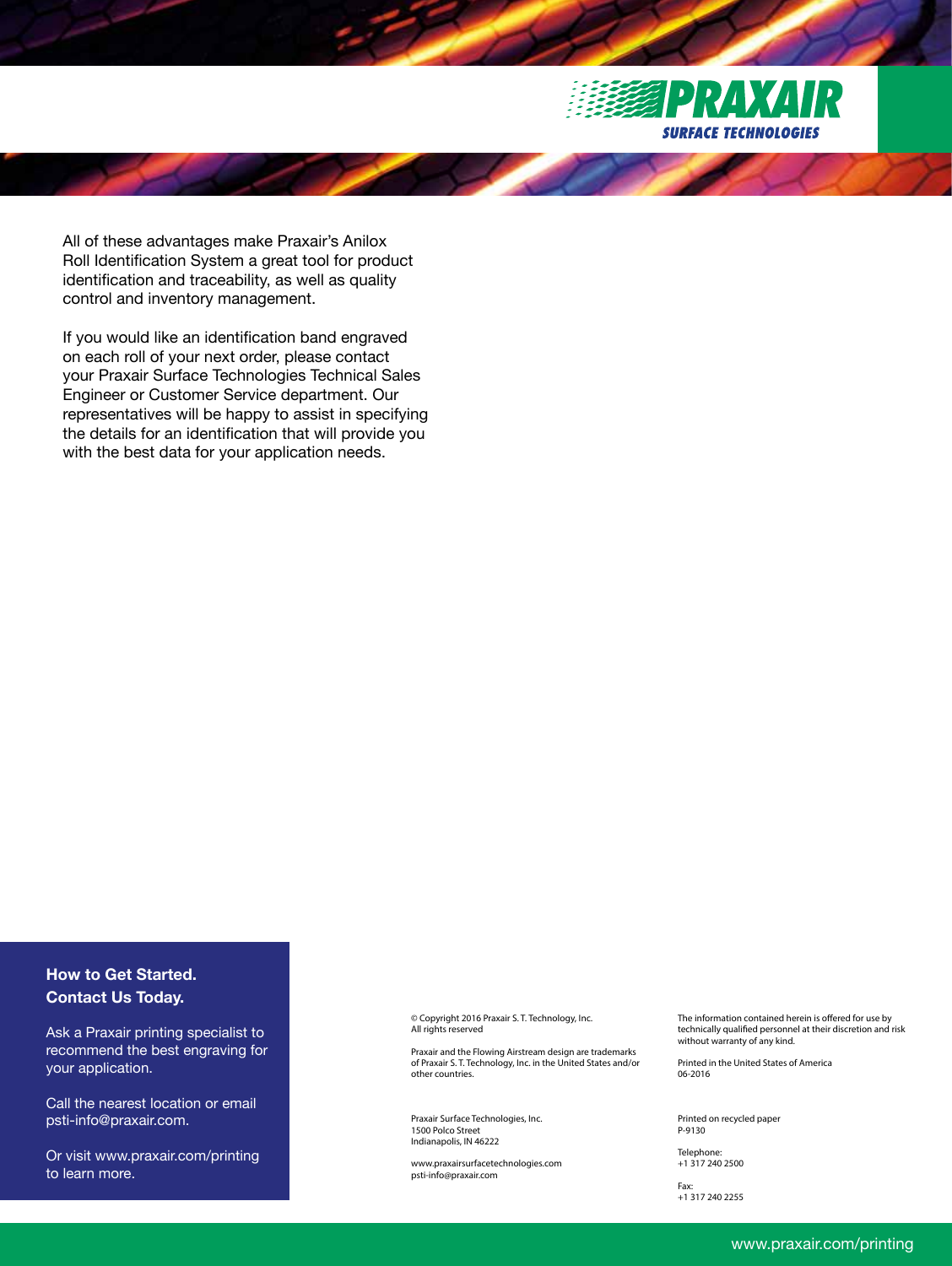All of these advantages make Praxair's Anilox Roll Identification System a great tool for product identification and traceability, as well as quality control and inventory management.

If you would like an identification band engraved on each roll of your next order, please contact your Praxair Surface Technologies Technical Sales Engineer or Customer Service department. Our representatives will be happy to assist in specifying the details for an identification that will provide you with the best data for your application needs.

**How to Get Started. Contact Us Today.**

Ask a Praxair printing specialist to recommend the best engraving for your application.

Call the nearest location or email psti-info@praxair.com.

Or visit www.praxair.com/printing to learn more.

© Copyright 2016 Praxair S. T. Technology, Inc.
All rights reserved

Praxair and the Flowing Airstream design are trademarks of Praxair S. T. Technology, Inc. in the United States and/or other countries.

Praxair Surface Technologies, Inc.
1500 Polco Street
Indianapolis, IN 46222

www.praxairsurfacetechnologies.com
psti-info@praxair.com

The information contained herein is offered for use by technically qualified personnel at their discretion and risk without warranty of any kind.

Printed in the United States of America
06-2016

Printed on recycled paper
P-9130

Telephone:
+1 317 240 2500

Fax:
+1 317 240 2255

www.praxair.com/printing